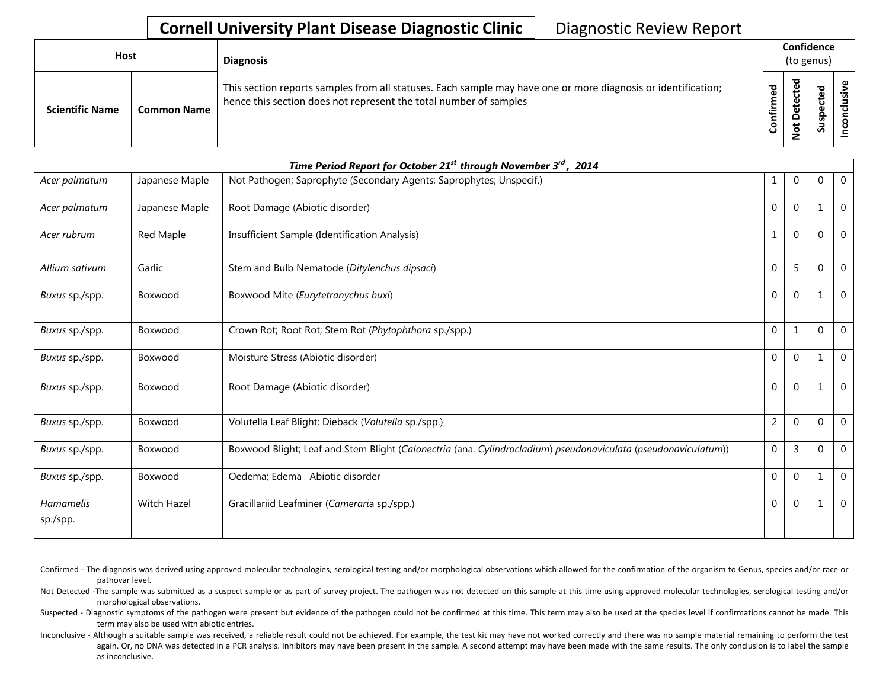# Cornell University Plant Disease Diagnostic Clinic — Diagnostic Review Report

| Host | | Diagnosis | Confidence (to genus) | | | |
|---|---|---|---|---|---|---|
| Scientific Name | Common Name | This section reports samples from all statuses. Each sample may have one or more diagnosis or identification; hence this section does not represent the total number of samples | Confirmed | Not Detected | Suspected | Inconclusive |
| ***Time Period Report for October 21st through November 3rd, 2014*** | | | | | | |
| *Acer palmatum* | Japanese Maple | Not Pathogen; Saprophyte (Secondary Agents; Saprophytes; Unspecif.) | 1 | 0 | 0 | 0 |
| *Acer palmatum* | Japanese Maple | Root Damage (Abiotic disorder) | 0 | 0 | 1 | 0 |
| *Acer rubrum* | Red Maple | Insufficient Sample (Identification Analysis) | 1 | 0 | 0 | 0 |
| *Allium sativum* | Garlic | Stem and Bulb Nematode (*Ditylenchus dipsaci*) | 0 | 5 | 0 | 0 |
| *Buxus* sp./spp. | Boxwood | Boxwood Mite (*Eurytetranychus buxi*) | 0 | 0 | 1 | 0 |
| *Buxus* sp./spp. | Boxwood | Crown Rot; Root Rot; Stem Rot (*Phytophthora* sp./spp.) | 0 | 1 | 0 | 0 |
| *Buxus* sp./spp. | Boxwood | Moisture Stress (Abiotic disorder) | 0 | 0 | 1 | 0 |
| *Buxus* sp./spp. | Boxwood | Root Damage (Abiotic disorder) | 0 | 0 | 1 | 0 |
| *Buxus* sp./spp. | Boxwood | Volutella Leaf Blight; Dieback (*Volutella* sp./spp.) | 2 | 0 | 0 | 0 |
| *Buxus* sp./spp. | Boxwood | Boxwood Blight; Leaf and Stem Blight (*Calonectria* (ana. *Cylindrocladium*) *pseudonaviculata* (*pseudonaviculatum*)) | 0 | 3 | 0 | 0 |
| *Buxus* sp./spp. | Boxwood | Oedema; Edema Abiotic disorder | 0 | 0 | 1 | 0 |
| *Hamamelis* sp./spp. | Witch Hazel | Gracillariid Leafminer (*Cameraria* sp./spp.) | 0 | 0 | 1 | 0 |

Confirmed - The diagnosis was derived using approved molecular technologies, serological testing and/or morphological observations which allowed for the confirmation of the organism to Genus, species and/or race or pathovar level.

Not Detected -The sample was submitted as a suspect sample or as part of survey project. The pathogen was not detected on this sample at this time using approved molecular technologies, serological testing and/or morphological observations.

Suspected - Diagnostic symptoms of the pathogen were present but evidence of the pathogen could not be confirmed at this time. This term may also be used at the species level if confirmations cannot be made. This term may also be used with abiotic entries.

Inconclusive - Although a suitable sample was received, a reliable result could not be achieved. For example, the test kit may have not worked correctly and there was no sample material remaining to perform the test again. Or, no DNA was detected in a PCR analysis. Inhibitors may have been present in the sample. A second attempt may have been made with the same results. The only conclusion is to label the sample as inconclusive.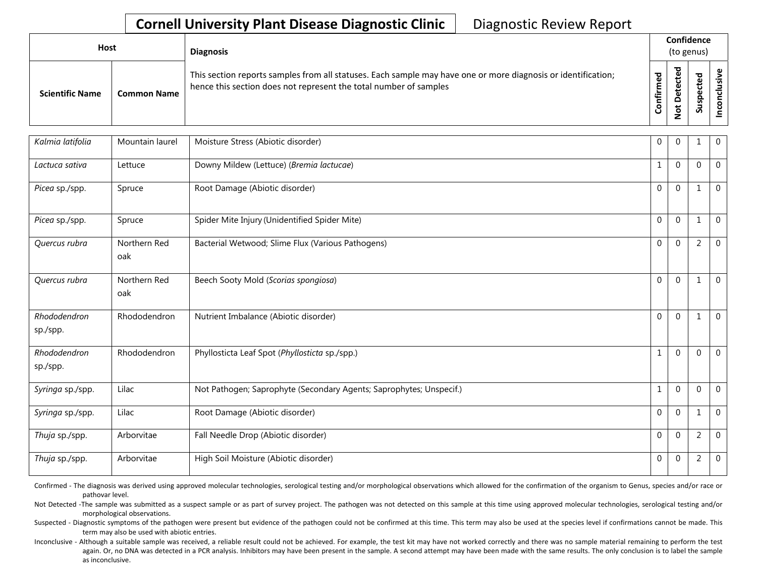# Cornell University Plant Disease Diagnostic Clinic

Diagnostic Review Report

| Host | | Diagnosis | Confidence (to genus) | | | |
|---|---|---|---|---|---|---|
| Scientific Name | Common Name | This section reports samples from all statuses. Each sample may have one or more diagnosis or identification; hence this section does not represent the total number of samples | Confirmed | Not Detected | Suspected | Inconclusive |
| *Kalmia latifolia* | Mountain laurel | Moisture Stress (Abiotic disorder) | 0 | 0 | 1 | 0 |
| *Lactuca sativa* | Lettuce | Downy Mildew (Lettuce) (*Bremia lactucae*) | 1 | 0 | 0 | 0 |
| *Picea* sp./spp. | Spruce | Root Damage (Abiotic disorder) | 0 | 0 | 1 | 0 |
| *Picea* sp./spp. | Spruce | Spider Mite Injury (Unidentified Spider Mite) | 0 | 0 | 1 | 0 |
| *Quercus rubra* | Northern Red oak | Bacterial Wetwood; Slime Flux (Various Pathogens) | 0 | 0 | 2 | 0 |
| *Quercus rubra* | Northern Red oak | Beech Sooty Mold (*Scorias spongiosa*) | 0 | 0 | 1 | 0 |
| *Rhododendron* sp./spp. | Rhododendron | Nutrient Imbalance (Abiotic disorder) | 0 | 0 | 1 | 0 |
| *Rhododendron* sp./spp. | Rhododendron | Phyllosticta Leaf Spot (*Phyllosticta* sp./spp.) | 1 | 0 | 0 | 0 |
| *Syringa* sp./spp. | Lilac | Not Pathogen; Saprophyte (Secondary Agents; Saprophytes; Unspecif.) | 1 | 0 | 0 | 0 |
| *Syringa* sp./spp. | Lilac | Root Damage (Abiotic disorder) | 0 | 0 | 1 | 0 |
| *Thuja* sp./spp. | Arborvitae | Fall Needle Drop (Abiotic disorder) | 0 | 0 | 2 | 0 |
| *Thuja* sp./spp. | Arborvitae | High Soil Moisture (Abiotic disorder) | 0 | 0 | 2 | 0 |

Confirmed - The diagnosis was derived using approved molecular technologies, serological testing and/or morphological observations which allowed for the confirmation of the organism to Genus, species and/or race or pathovar level.

Not Detected -The sample was submitted as a suspect sample or as part of survey project. The pathogen was not detected on this sample at this time using approved molecular technologies, serological testing and/or morphological observations.

Suspected - Diagnostic symptoms of the pathogen were present but evidence of the pathogen could not be confirmed at this time. This term may also be used at the species level if confirmations cannot be made. This term may also be used with abiotic entries.

Inconclusive - Although a suitable sample was received, a reliable result could not be achieved. For example, the test kit may have not worked correctly and there was no sample material remaining to perform the test again. Or, no DNA was detected in a PCR analysis. Inhibitors may have been present in the sample. A second attempt may have been made with the same results. The only conclusion is to label the sample as inconclusive.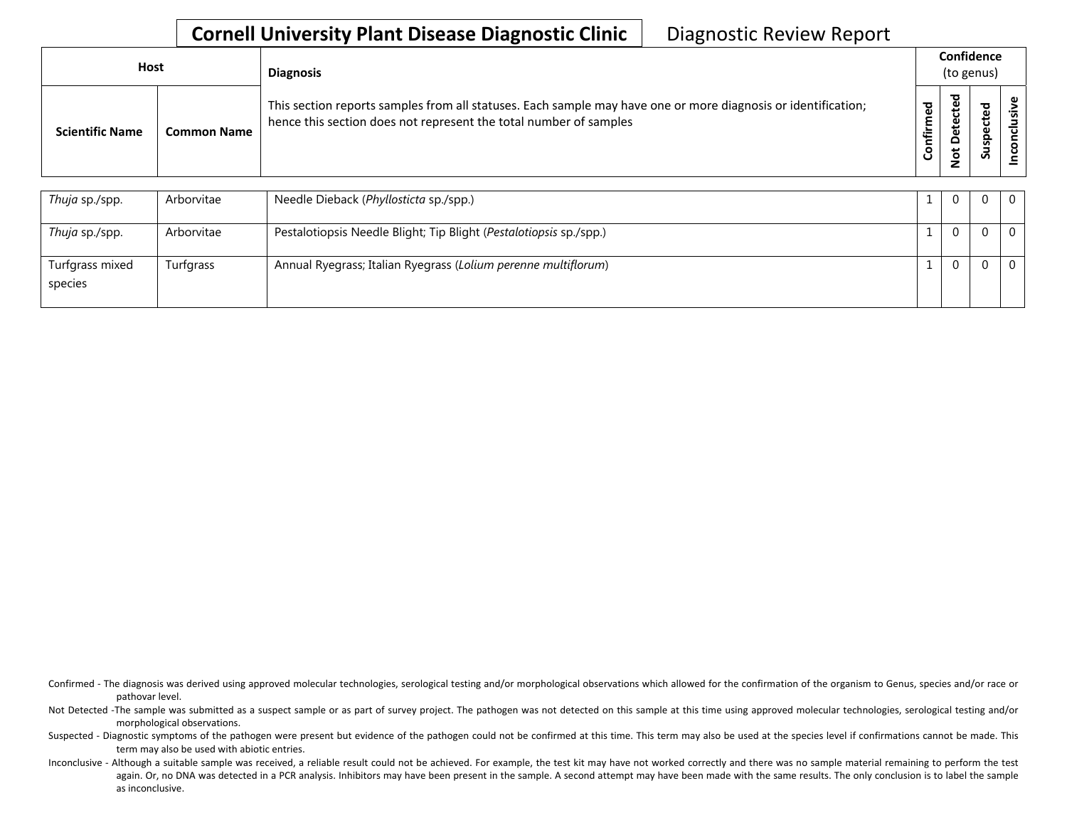**Cornell University Plant Disease Diagnostic Clinic** Diagnostic Review Report

| Host | | Diagnosis | Confidence (to genus) | | | |
|---|---|---|---|---|---|---|
| **Scientific Name** | **Common Name** | This section reports samples from all statuses. Each sample may have one or more diagnosis or identification; hence this section does not represent the total number of samples | **Confirmed** | **Not Detected** | **Suspected** | **Inconclusive** |
| *Thuja* sp./spp. | Arborvitae | Needle Dieback (*Phyllosticta* sp./spp.) | 1 | 0 | 0 | 0 |
| *Thuja* sp./spp. | Arborvitae | Pestalotiopsis Needle Blight; Tip Blight (*Pestalotiopsis* sp./spp.) | 1 | 0 | 0 | 0 |
| Turfgrass mixed species | Turfgrass | Annual Ryegrass; Italian Ryegrass (*Lolium perenne multiflorum*) | 1 | 0 | 0 | 0 |

Confirmed - The diagnosis was derived using approved molecular technologies, serological testing and/or morphological observations which allowed for the confirmation of the organism to Genus, species and/or race or pathovar level.

Not Detected -The sample was submitted as a suspect sample or as part of survey project. The pathogen was not detected on this sample at this time using approved molecular technologies, serological testing and/or morphological observations.

Suspected - Diagnostic symptoms of the pathogen were present but evidence of the pathogen could not be confirmed at this time. This term may also be used at the species level if confirmations cannot be made. This term may also be used with abiotic entries.

Inconclusive - Although a suitable sample was received, a reliable result could not be achieved. For example, the test kit may have not worked correctly and there was no sample material remaining to perform the test again. Or, no DNA was detected in a PCR analysis. Inhibitors may have been present in the sample. A second attempt may have been made with the same results. The only conclusion is to label the sample as inconclusive.